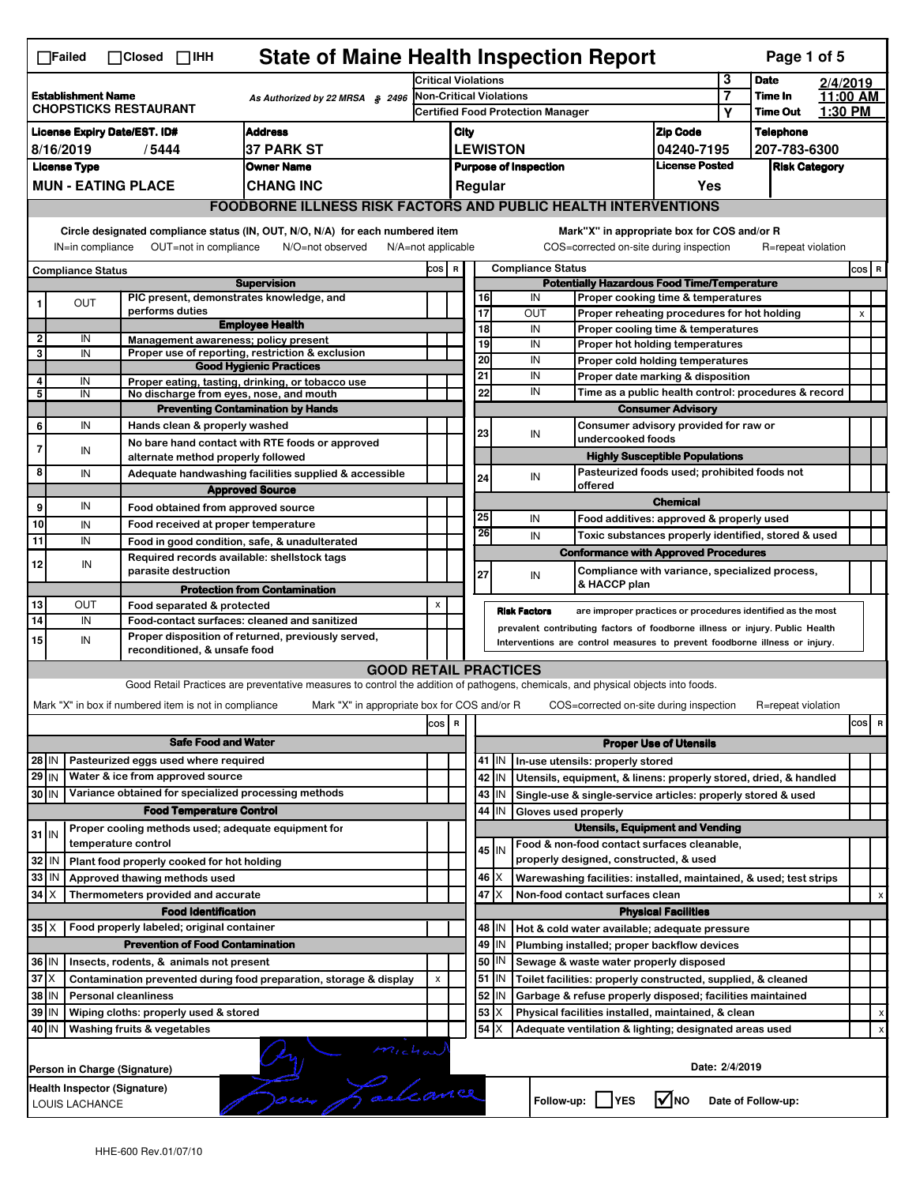# State of Maine Health Inspection Report

☐Failed ☐Closed ☐IHH

| | | | |
|---|---|---|---|
| **Establishment Name**<br>CHOPSTICKS RESTAURANT | As Authorized by 22 MRSA § 2496 | Critical Violations: 3<br>Non-Critical Violations: 7<br>Certified Food Protection Manager: Y | **Date** 2/4/2019<br>**Time In** 11:00 AM<br>**Time Out** 1:30 PM |

| License Expiry Date/EST. ID# | Address | City | Zip Code | Telephone |
|---|---|---|---|---|
| 8/16/2019 / 5444 | 37 PARK ST | LEWISTON | 04240-7195 | 207-783-6300 |

| License Type | Owner Name | Purpose of Inspection | License Posted | Risk Category |
|---|---|---|---|---|
| MUN - EATING PLACE | CHANG INC | Regular | Yes | |

## FOODBORNE ILLNESS RISK FACTORS AND PUBLIC HEALTH INTERVENTIONS

Circle designated compliance status (IN, OUT, N/O, N/A) for each numbered item
IN=in compliance OUT=not in compliance N/O=not observed N/A=not applicable

Mark"X" in appropriate box for COS and/or R
COS=corrected on-site during inspection R=repeat violation

| # | Compliance Status | Item | COS | R |
|---|---|---|---|---|
| | | **Supervision** | | |
| 1 | OUT | PIC present, demonstrates knowledge, and performs duties | | |
| | | **Employee Health** | | |
| 2 | IN | Management awareness; policy present | | |
| 3 | IN | Proper use of reporting, restriction & exclusion | | |
| | | **Good Hygienic Practices** | | |
| 4 | IN | Proper eating, tasting, drinking, or tobacco use | | |
| 5 | IN | No discharge from eyes, nose, and mouth | | |
| | | **Preventing Contamination by Hands** | | |
| 6 | IN | Hands clean & properly washed | | |
| 7 | IN | No bare hand contact with RTE foods or approved alternate method properly followed | | |
| 8 | IN | Adequate handwashing facilities supplied & accessible | | |
| | | **Approved Source** | | |
| 9 | IN | Food obtained from approved source | | |
| 10 | IN | Food received at proper temperature | | |
| 11 | IN | Food in good condition, safe, & unadulterated | | |
| 12 | IN | Required records available: shellstock tags parasite destruction | | |
| | | **Protection from Contamination** | | |
| 13 | OUT | Food separated & protected | X | |
| 14 | IN | Food-contact surfaces: cleaned and sanitized | | |
| 15 | IN | Proper disposition of returned, previously served, reconditioned, & unsafe food | | |
| | | **Potentially Hazardous Food Time/Temperature** | | |
| 16 | IN | Proper cooking time & temperatures | | |
| 17 | OUT | Proper reheating procedures for hot holding | | X |
| 18 | IN | Proper cooling time & temperatures | | |
| 19 | IN | Proper hot holding temperatures | | |
| 20 | IN | Proper cold holding temperatures | | |
| 21 | IN | Proper date marking & disposition | | |
| 22 | IN | Time as a public health control: procedures & record | | |
| | | **Consumer Advisory** | | |
| 23 | IN | Consumer advisory provided for raw or undercooked foods | | |
| | | **Highly Susceptible Populations** | | |
| 24 | IN | Pasteurized foods used; prohibited foods not offered | | |
| | | **Chemical** | | |
| 25 | IN | Food additives: approved & properly used | | |
| 26 | IN | Toxic substances properly identified, stored & used | | |
| | | **Conformance with Approved Procedures** | | |
| 27 | IN | Compliance with variance, specialized process, & HACCP plan | | |

**Risk Factors** are improper practices or procedures identified as the most prevalent contributing factors of foodborne illness or injury. Public Health Interventions are control measures to prevent foodborne illness or injury.

## GOOD RETAIL PRACTICES

Good Retail Practices are preventative measures to control the addition of pathogens, chemicals, and physical objects into foods.

Mark "X" in box if numbered item is not in compliance Mark "X" in appropriate box for COS and/or R COS=corrected on-site during inspection R=repeat violation

| # | Status | Item | COS | R |
|---|---|---|---|---|
| | | **Safe Food and Water** | | |
| 28 | IN | Pasteurized eggs used where required | | |
| 29 | IN | Water & ice from approved source | | |
| 30 | IN | Variance obtained for specialized processing methods | | |
| | | **Food Temperature Control** | | |
| 31 | IN | Proper cooling methods used; adequate equipment for temperature control | | |
| 32 | IN | Plant food properly cooked for hot holding | | |
| 33 | IN | Approved thawing methods used | | |
| 34 | X | Thermometers provided and accurate | | |
| | | **Food Identification** | | |
| 35 | X | Food properly labeled; original container | | |
| | | **Prevention of Food Contamination** | | |
| 36 | IN | Insects, rodents, & animals not present | | |
| 37 | X | Contamination prevented during food preparation, storage & display | X | |
| 38 | IN | Personal cleanliness | | |
| 39 | IN | Wiping cloths: properly used & stored | | |
| 40 | IN | Washing fruits & vegetables | | |
| | | **Proper Use of Utensils** | | |
| 41 | IN | In-use utensils: properly stored | | |
| 42 | IN | Utensils, equipment, & linens: properly stored, dried, & handled | | |
| 43 | IN | Single-use & single-service articles: properly stored & used | | |
| 44 | IN | Gloves used properly | | |
| | | **Utensils, Equipment and Vending** | | |
| 45 | IN | Food & non-food contact surfaces cleanable, properly designed, constructed, & used | | |
| 46 | X | Warewashing facilities: installed, maintained, & used; test strips | | |
| 47 | X | Non-food contact surfaces clean | | X |
| | | **Physical Facilities** | | |
| 48 | IN | Hot & cold water available; adequate pressure | | |
| 49 | IN | Plumbing installed; proper backflow devices | | |
| 50 | IN | Sewage & waste water properly disposed | | |
| 51 | IN | Toilet facilities: properly constructed, supplied, & cleaned | | |
| 52 | IN | Garbage & refuse properly disposed; facilities maintained | | |
| 53 | X | Physical facilities installed, maintained, & clean | | X |
| 54 | X | Adequate ventilation & lighting; designated areas used | | X |

Person in Charge (Signature): [signature] Michael

Date: 2/4/2019

Health Inspector (Signature): [signature]
LOUIS LACHANCE

Follow-up: ☐YES ☑NO Date of Follow-up:

HHE-600 Rev.01/07/10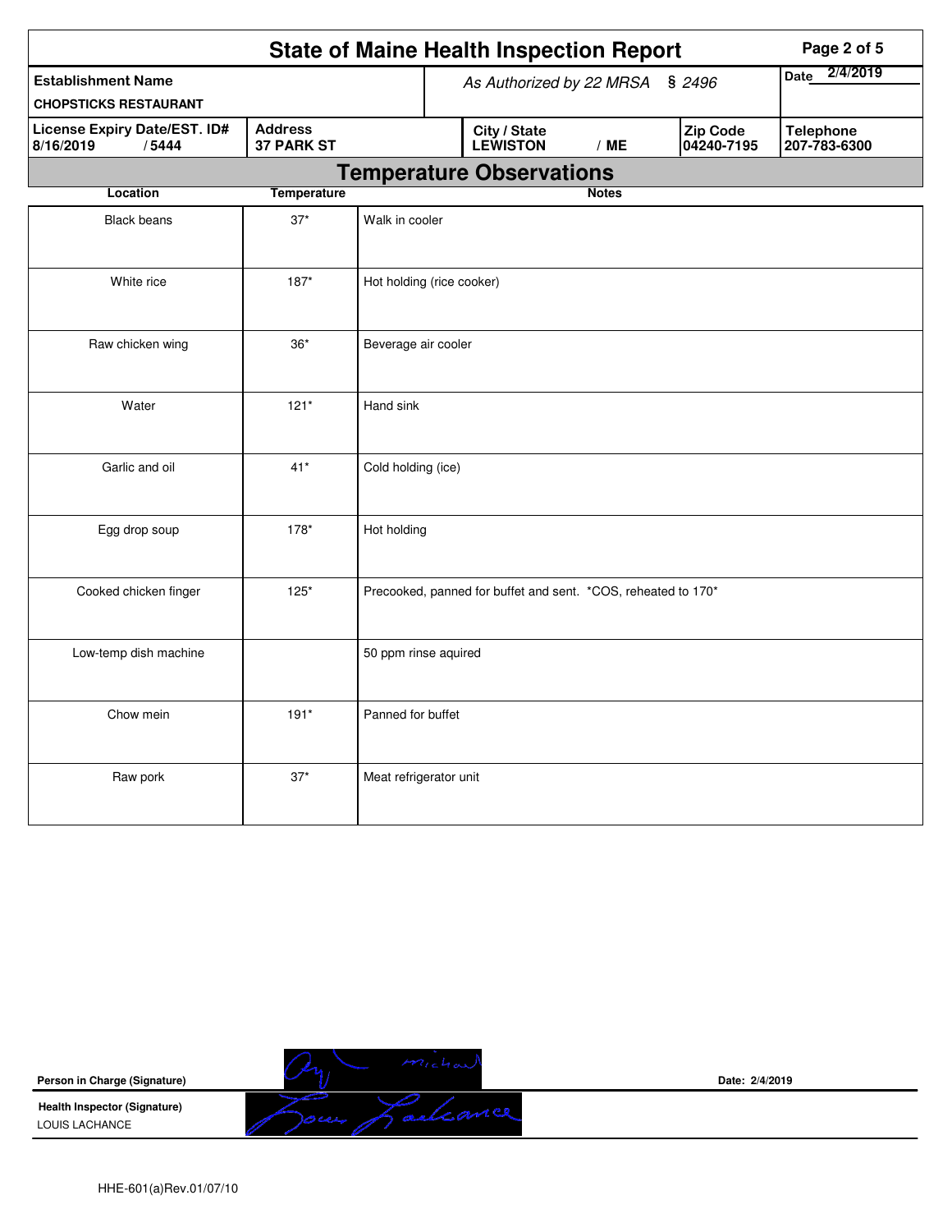# State of Maine Health Inspection Report

| Establishment Name | As Authorized by 22 MRSA § 2496 | | Date 2/4/2019 |
|---|---|---|---|
| CHOPSTICKS RESTAURANT | | | |

| License Expiry Date/EST. ID# | Address | City / State | Zip Code | Telephone |
|---|---|---|---|---|
| 8/16/2019 / 5444 | 37 PARK ST | LEWISTON / ME | 04240-7195 | 207-783-6300 |

## Temperature Observations

| Location | Temperature | Notes |
|---|---|---|
| Black beans | 37* | Walk in cooler |
| White rice | 187* | Hot holding (rice cooker) |
| Raw chicken wing | 36* | Beverage air cooler |
| Water | 121* | Hand sink |
| Garlic and oil | 41* | Cold holding (ice) |
| Egg drop soup | 178* | Hot holding |
| Cooked chicken finger | 125* | Precooked, panned for buffet and sent. *COS, reheated to 170* |
| Low-temp dish machine | | 50 ppm rinse aquired |
| Chow mein | 191* | Panned for buffet |
| Raw pork | 37* | Meat refrigerator unit |

**Person in Charge (Signature)** Date: 2/4/2019

**Health Inspector (Signature)**
LOUIS LACHANCE

HHE-601(a)Rev.01/07/10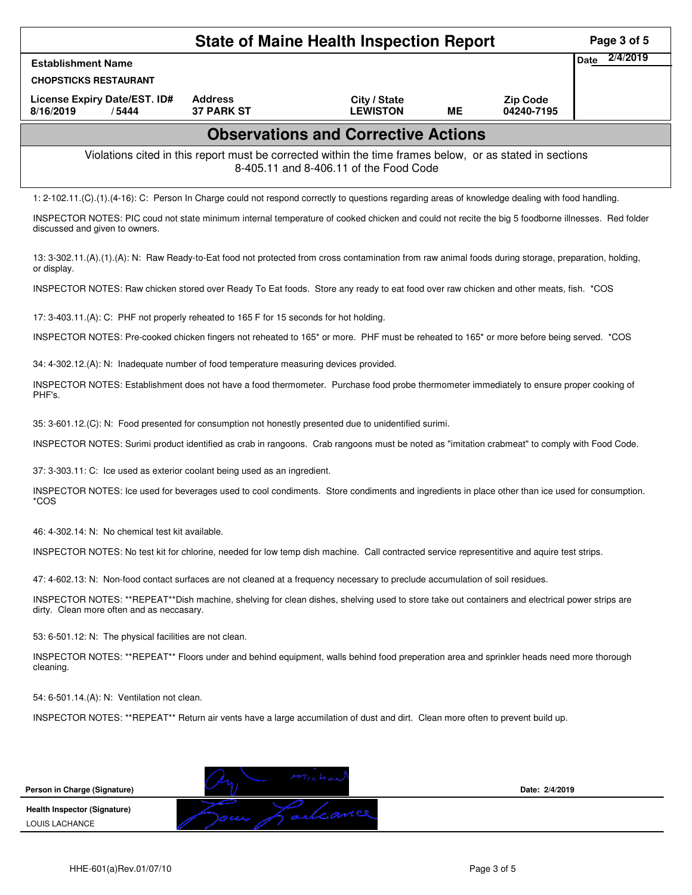# State of Maine Health Inspection Report

| Establishment Name | | | | | Date 2/4/2019 |
|---|---|---|---|---|---|
| CHOPSTICKS RESTAURANT | | | | | |
| License Expiry Date/EST. ID# | Address | City / State | | Zip Code | |
| 8/16/2019 / 5444 | 37 PARK ST | LEWISTON | ME | 04240-7195 | |

## Observations and Corrective Actions

Violations cited in this report must be corrected within the time frames below, or as stated in sections 8-405.11 and 8-406.11 of the Food Code

1: 2-102.11.(C).(1).(4-16): C: Person In Charge could not respond correctly to questions regarding areas of knowledge dealing with food handling.

INSPECTOR NOTES: PIC coud not state minimum internal temperature of cooked chicken and could not recite the big 5 foodborne illnesses. Red folder discussed and given to owners.

13: 3-302.11.(A).(1).(A): N: Raw Ready-to-Eat food not protected from cross contamination from raw animal foods during storage, preparation, holding, or display.

INSPECTOR NOTES: Raw chicken stored over Ready To Eat foods. Store any ready to eat food over raw chicken and other meats, fish. *COS

17: 3-403.11.(A): C: PHF not properly reheated to 165 F for 15 seconds for hot holding.

INSPECTOR NOTES: Pre-cooked chicken fingers not reheated to 165* or more. PHF must be reheated to 165* or more before being served. *COS

34: 4-302.12.(A): N: Inadequate number of food temperature measuring devices provided.

INSPECTOR NOTES: Establishment does not have a food thermometer. Purchase food probe thermometer immediately to ensure proper cooking of PHF's.

35: 3-601.12.(C): N: Food presented for consumption not honestly presented due to unidentified surimi.

INSPECTOR NOTES: Surimi product identified as crab in rangoons. Crab rangoons must be noted as "imitation crabmeat" to comply with Food Code.

37: 3-303.11: C: Ice used as exterior coolant being used as an ingredient.

INSPECTOR NOTES: Ice used for beverages used to cool condiments. Store condiments and ingredients in place other than ice used for consumption. *COS

46: 4-302.14: N: No chemical test kit available.

INSPECTOR NOTES: No test kit for chlorine, needed for low temp dish machine. Call contracted service representitive and aquire test strips.

47: 4-602.13: N: Non-food contact surfaces are not cleaned at a frequency necessary to preclude accumulation of soil residues.

INSPECTOR NOTES: **REPEAT**Dish machine, shelving for clean dishes, shelving used to store take out containers and electrical power strips are dirty. Clean more often and as neccasary.

53: 6-501.12: N: The physical facilities are not clean.

INSPECTOR NOTES: **REPEAT** Floors under and behind equipment, walls behind food preperation area and sprinkler heads need more thorough cleaning.

54: 6-501.14.(A): N: Ventilation not clean.

INSPECTOR NOTES: **REPEAT** Return air vents have a large accumilation of dust and dirt. Clean more often to prevent build up.

**Person in Charge (Signature)** Date: 2/4/2019

**Health Inspector (Signature)**
LOUIS LACHANCE

HHE-601(a)Rev.01/07/10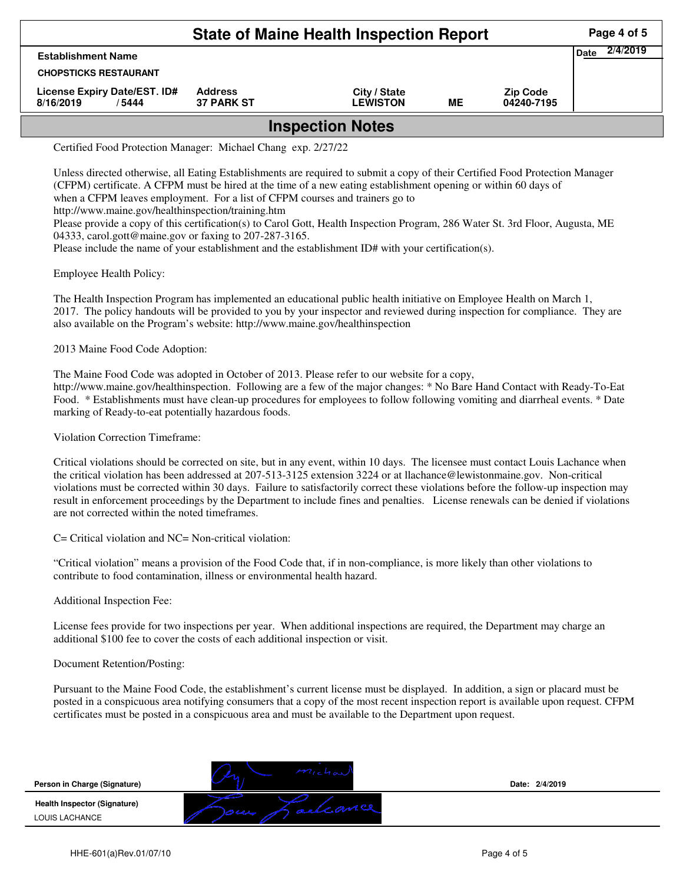# State of Maine Health Inspection Report

| Establishment Name | | | | | Date 2/4/2019 |
|---|---|---|---|---|---|
| CHOPSTICKS RESTAURANT | | | | | |
| License Expiry Date/EST. ID# | Address | City / State | | Zip Code | |
| 8/16/2019 / 5444 | 37 PARK ST | LEWISTON | ME | 04240-7195 | |

## Inspection Notes

Certified Food Protection Manager: Michael Chang exp. 2/27/22

Unless directed otherwise, all Eating Establishments are required to submit a copy of their Certified Food Protection Manager (CFPM) certificate. A CFPM must be hired at the time of a new eating establishment opening or within 60 days of when a CFPM leaves employment. For a list of CFPM courses and trainers go to http://www.maine.gov/healthinspection/training.htm
Please provide a copy of this certification(s) to Carol Gott, Health Inspection Program, 286 Water St. 3rd Floor, Augusta, ME 04333, carol.gott@maine.gov or faxing to 207-287-3165.
Please include the name of your establishment and the establishment ID# with your certification(s).

Employee Health Policy:

The Health Inspection Program has implemented an educational public health initiative on Employee Health on March 1, 2017. The policy handouts will be provided to you by your inspector and reviewed during inspection for compliance. They are also available on the Program's website: http://www.maine.gov/healthinspection

2013 Maine Food Code Adoption:

The Maine Food Code was adopted in October of 2013. Please refer to our website for a copy, http://www.maine.gov/healthinspection. Following are a few of the major changes: * No Bare Hand Contact with Ready-To-Eat Food. * Establishments must have clean-up procedures for employees to follow following vomiting and diarrheal events. * Date marking of Ready-to-eat potentially hazardous foods.

Violation Correction Timeframe:

Critical violations should be corrected on site, but in any event, within 10 days. The licensee must contact Louis Lachance when the critical violation has been addressed at 207-513-3125 extension 3224 or at llachance@lewistonmaine.gov. Non-critical violations must be corrected within 30 days. Failure to satisfactorily correct these violations before the follow-up inspection may result in enforcement proceedings by the Department to include fines and penalties. License renewals can be denied if violations are not corrected within the noted timeframes.

C= Critical violation and NC= Non-critical violation:

"Critical violation" means a provision of the Food Code that, if in non-compliance, is more likely than other violations to contribute to food contamination, illness or environmental health hazard.

Additional Inspection Fee:

License fees provide for two inspections per year. When additional inspections are required, the Department may charge an additional $100 fee to cover the costs of each additional inspection or visit.

Document Retention/Posting:

Pursuant to the Maine Food Code, the establishment's current license must be displayed. In addition, a sign or placard must be posted in a conspicuous area notifying consumers that a copy of the most recent inspection report is available upon request. CFPM certificates must be posted in a conspicuous area and must be available to the Department upon request.

| | | |
|---|---|---|
| Person in Charge (Signature) | michael | Date: 2/4/2019 |
| Health Inspector (Signature) LOUIS LACHANCE | Lou Lachance | |

HHE-601(a)Rev.01/07/10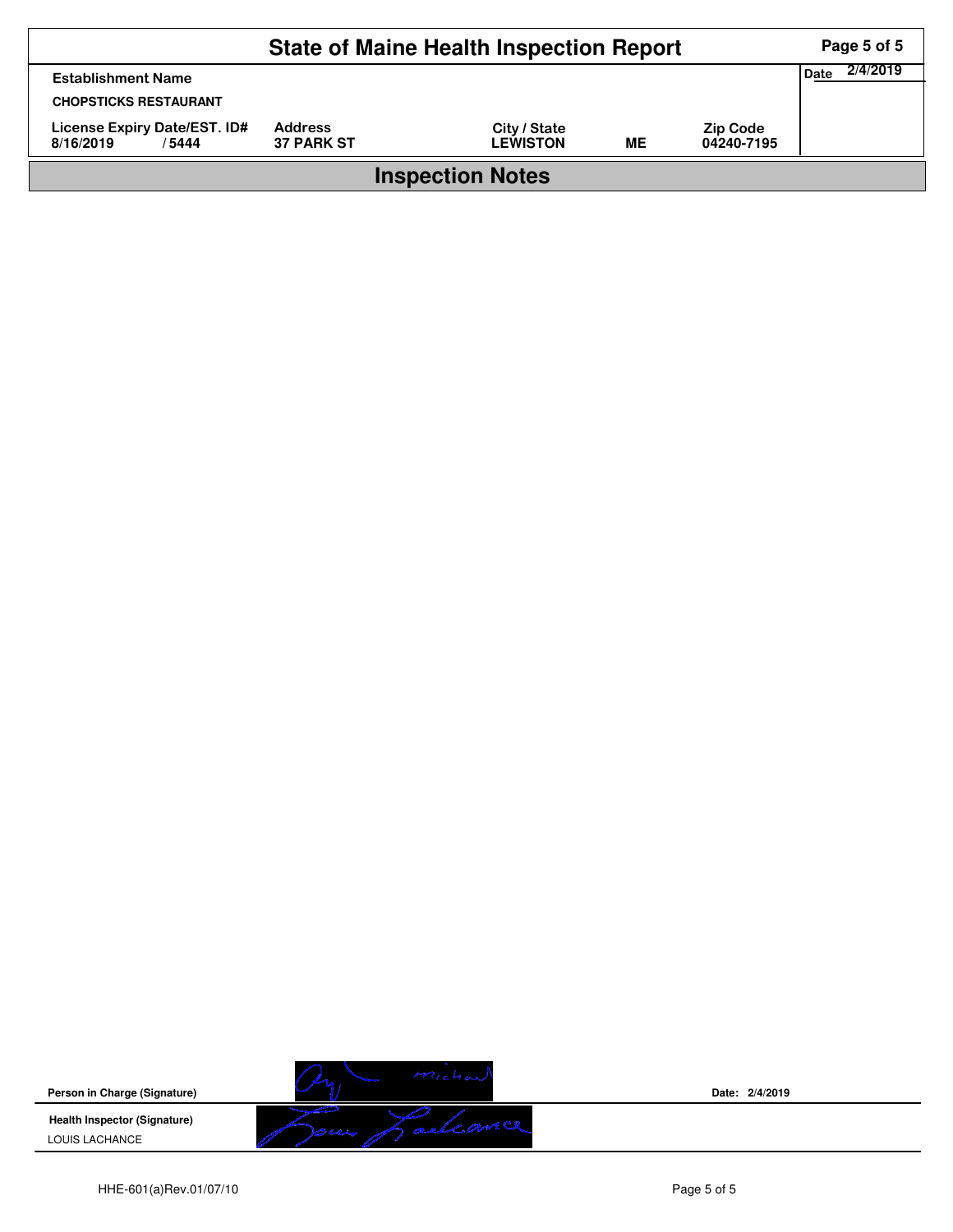# State of Maine Health Inspection Report

| | | | | | |
|---|---|---|---|---|---|
| **Establishment Name** | | | | | **Date** 2/4/2019 |
| **CHOPSTICKS RESTAURANT** | | | | | |
| **License Expiry Date/EST. ID#** 8/16/2019 / 5444 | **Address** 37 PARK ST | **City / State** LEWISTON | ME | **Zip Code** 04240-7195 | |

## Inspection Notes

**Person in Charge (Signature)**

**Date:** 2/4/2019

**Health Inspector (Signature)**
LOUIS LACHANCE

HHE-601(a)Rev.01/07/10